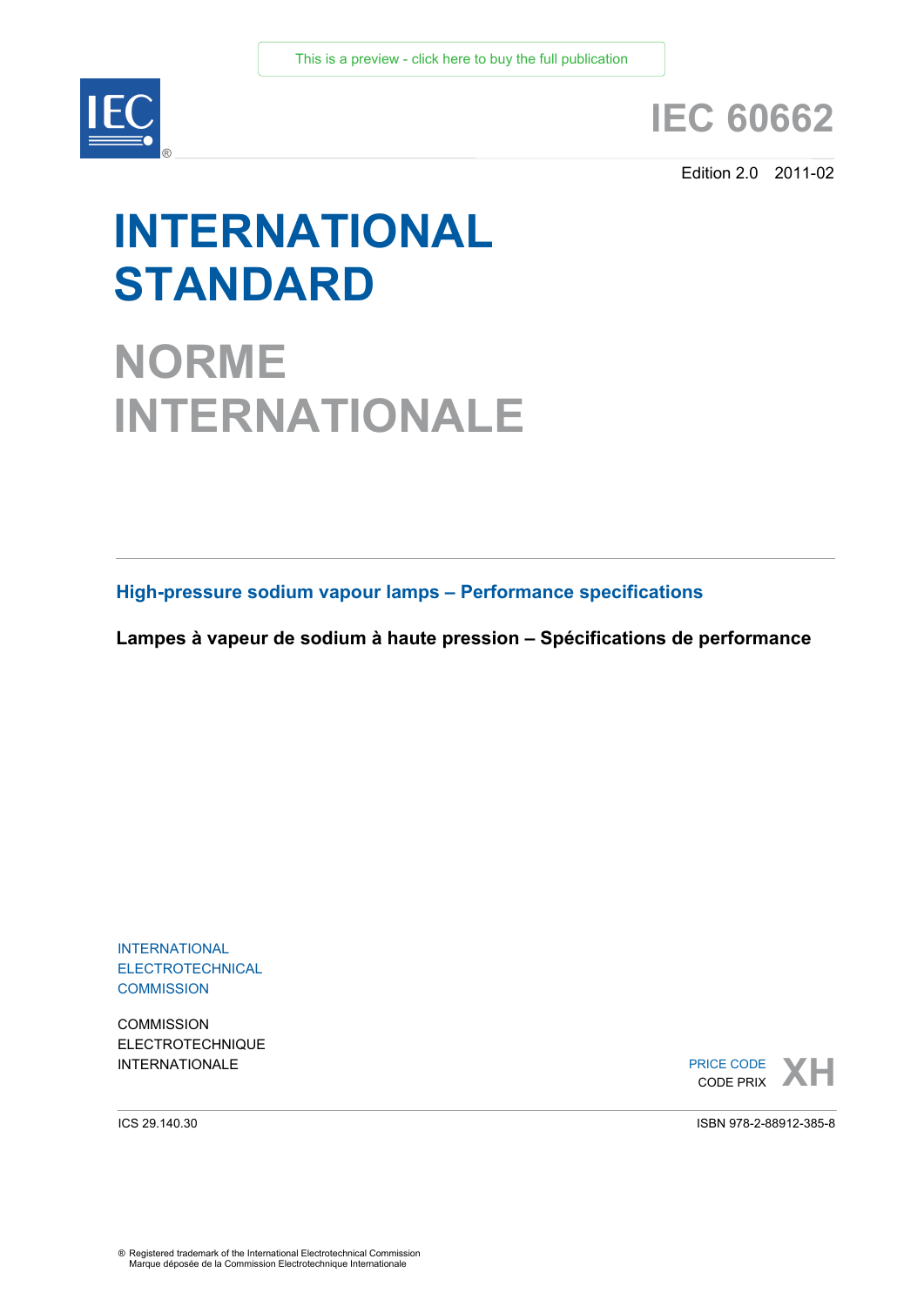This is a preview - click here to buy the full publication

IEC®

# IEC 60662

Edition 2.0 2011-02

# INTERNATIONAL STANDARD

# NORME INTERNATIONALE

**High-pressure sodium vapour lamps – Performance specifications**

**Lampes à vapeur de sodium à haute pression – Spécifications de performance**

INTERNATIONAL ELECTROTECHNICAL COMMISSION

COMMISSION ELECTROTECHNIQUE INTERNATIONALE

PRICE CODE
CODE PRIX **XH**

ICS 29.140.30

ISBN 978-2-88912-385-8

® Registered trademark of the International Electrotechnical Commission
Marque déposée de la Commission Electrotechnique Internationale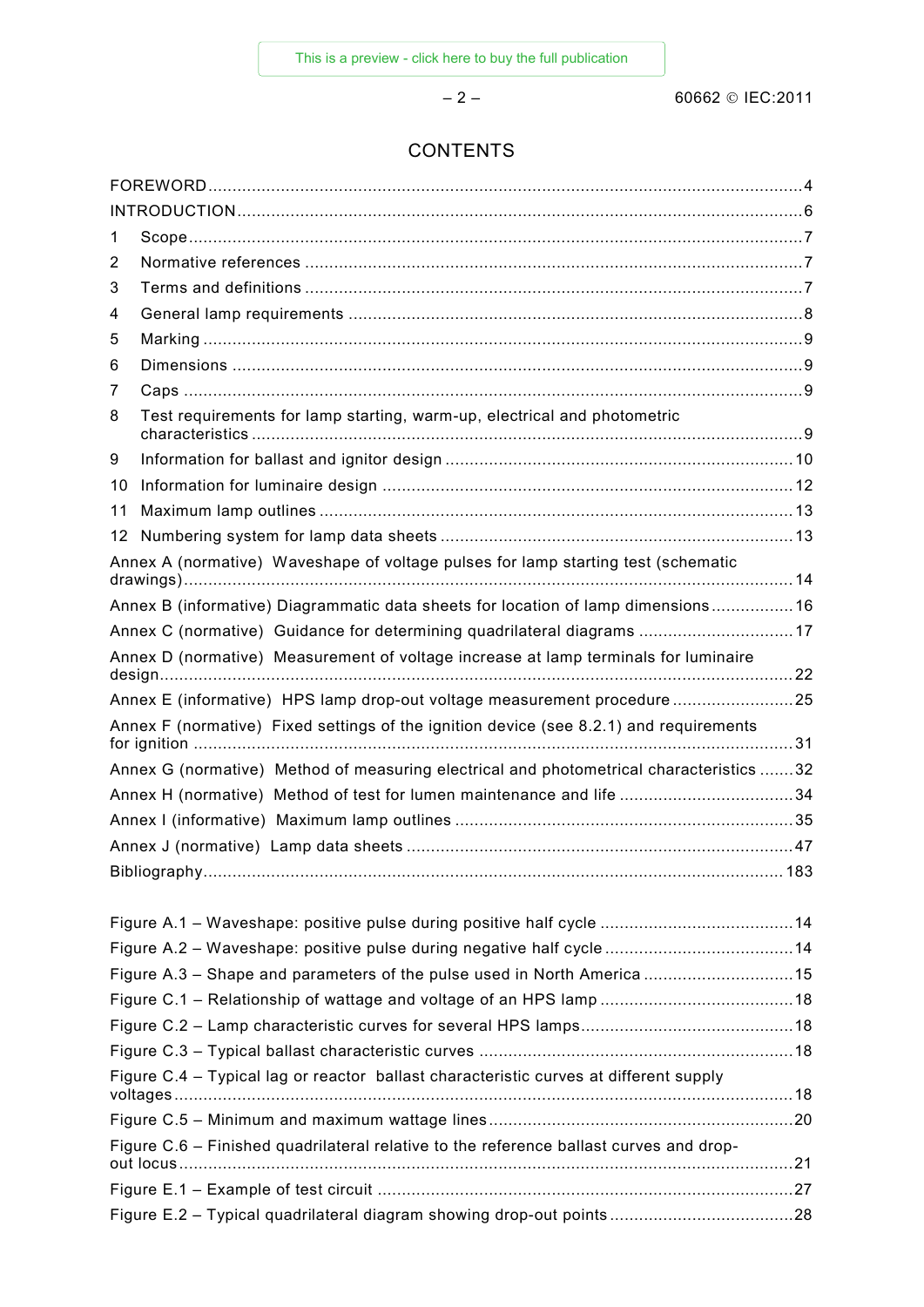# CONTENTS

FOREWORD ..... 4
INTRODUCTION ..... 6
1 Scope ..... 7
2 Normative references ..... 7
3 Terms and definitions ..... 7
4 General lamp requirements ..... 8
5 Marking ..... 9
6 Dimensions ..... 9
7 Caps ..... 9
8 Test requirements for lamp starting, warm-up, electrical and photometric characteristics ..... 9
9 Information for ballast and ignitor design ..... 10
10 Information for luminaire design ..... 12
11 Maximum lamp outlines ..... 13
12 Numbering system for lamp data sheets ..... 13
Annex A (normative) Waveshape of voltage pulses for lamp starting test (schematic drawings) ..... 14
Annex B (informative) Diagrammatic data sheets for location of lamp dimensions ..... 16
Annex C (normative) Guidance for determining quadrilateral diagrams ..... 17
Annex D (normative) Measurement of voltage increase at lamp terminals for luminaire design ..... 22
Annex E (informative) HPS lamp drop-out voltage measurement procedure ..... 25
Annex F (normative) Fixed settings of the ignition device (see 8.2.1) and requirements for ignition ..... 31
Annex G (normative) Method of measuring electrical and photometrical characteristics ..... 32
Annex H (normative) Method of test for lumen maintenance and life ..... 34
Annex I (informative) Maximum lamp outlines ..... 35
Annex J (normative) Lamp data sheets ..... 47
Bibliography ..... 183

Figure A.1 – Waveshape: positive pulse during positive half cycle ..... 14
Figure A.2 – Waveshape: positive pulse during negative half cycle ..... 14
Figure A.3 – Shape and parameters of the pulse used in North America ..... 15
Figure C.1 – Relationship of wattage and voltage of an HPS lamp ..... 18
Figure C.2 – Lamp characteristic curves for several HPS lamps ..... 18
Figure C.3 – Typical ballast characteristic curves ..... 18
Figure C.4 – Typical lag or reactor ballast characteristic curves at different supply voltages ..... 18
Figure C.5 – Minimum and maximum wattage lines ..... 20
Figure C.6 – Finished quadrilateral relative to the reference ballast curves and drop-out locus ..... 21
Figure E.1 – Example of test circuit ..... 27
Figure E.2 – Typical quadrilateral diagram showing drop-out points ..... 28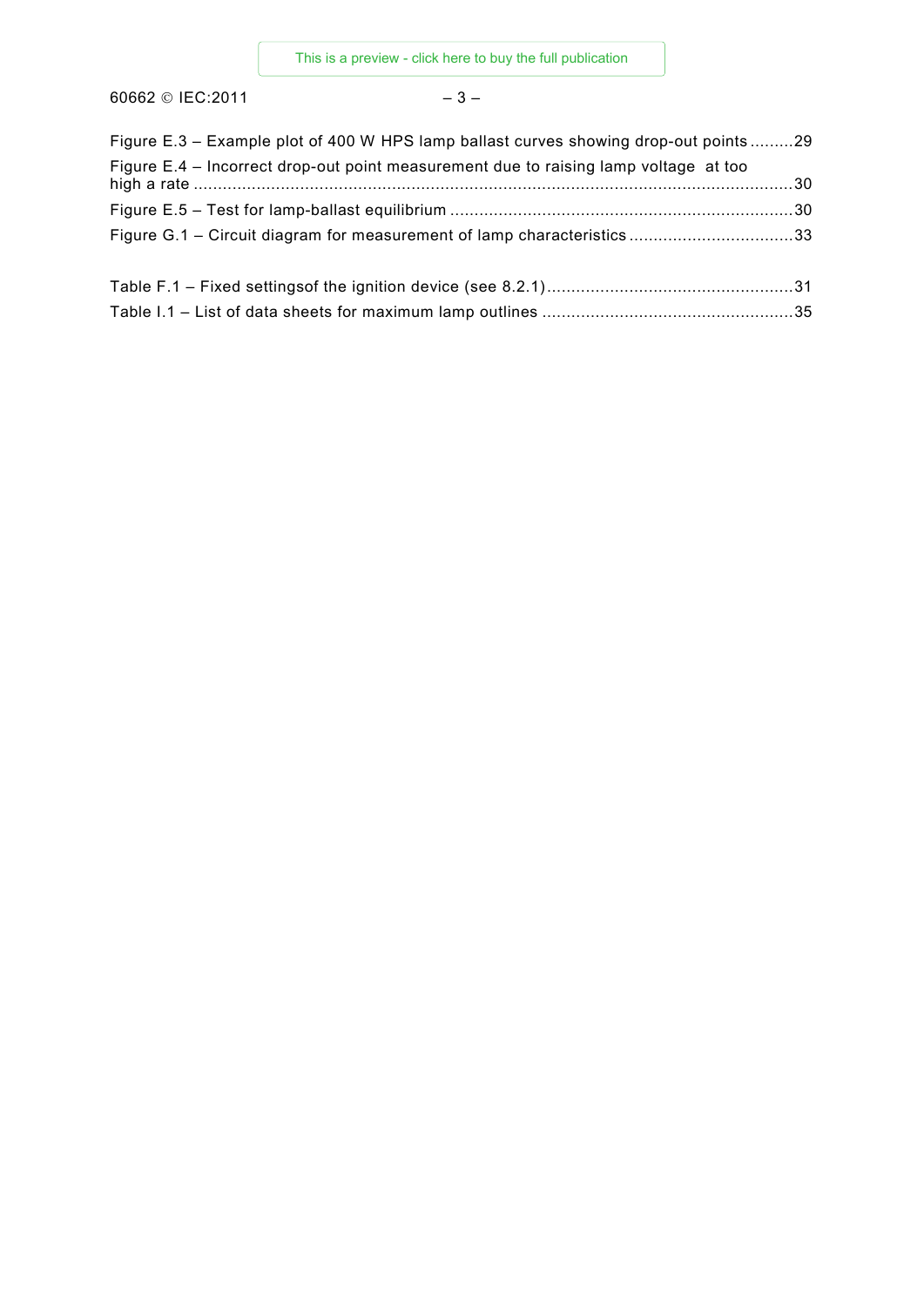Figure E.3 – Example plot of 400 W HPS lamp ballast curves showing drop-out points .........29

Figure E.4 – Incorrect drop-out point measurement due to raising lamp voltage at too high a rate ..........................................................................................................................30

Figure E.5 – Test for lamp-ballast equilibrium ......................................................................30

Figure G.1 – Circuit diagram for measurement of lamp characteristics ..................................33

Table F.1 – Fixed settingsof the ignition device (see 8.2.1)...................................................31

Table I.1 – List of data sheets for maximum lamp outlines ....................................................35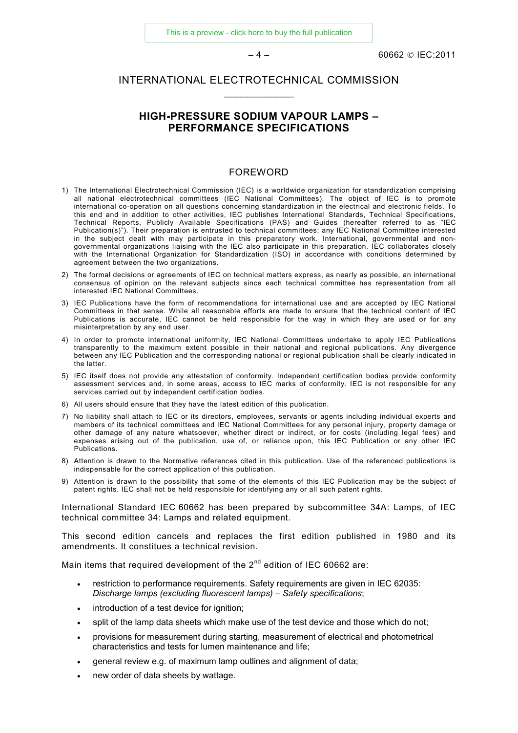# INTERNATIONAL ELECTROTECHNICAL COMMISSION

## HIGH-PRESSURE SODIUM VAPOUR LAMPS – PERFORMANCE SPECIFICATIONS

### FOREWORD

1) The International Electrotechnical Commission (IEC) is a worldwide organization for standardization comprising all national electrotechnical committees (IEC National Committees). The object of IEC is to promote international co-operation on all questions concerning standardization in the electrical and electronic fields. To this end and in addition to other activities, IEC publishes International Standards, Technical Specifications, Technical Reports, Publicly Available Specifications (PAS) and Guides (hereafter referred to as "IEC Publication(s)"). Their preparation is entrusted to technical committees; any IEC National Committee interested in the subject dealt with may participate in this preparatory work. International, governmental and non-governmental organizations liaising with the IEC also participate in this preparation. IEC collaborates closely with the International Organization for Standardization (ISO) in accordance with conditions determined by agreement between the two organizations.
2) The formal decisions or agreements of IEC on technical matters express, as nearly as possible, an international consensus of opinion on the relevant subjects since each technical committee has representation from all interested IEC National Committees.
3) IEC Publications have the form of recommendations for international use and are accepted by IEC National Committees in that sense. While all reasonable efforts are made to ensure that the technical content of IEC Publications is accurate, IEC cannot be held responsible for the way in which they are used or for any misinterpretation by any end user.
4) In order to promote international uniformity, IEC National Committees undertake to apply IEC Publications transparently to the maximum extent possible in their national and regional publications. Any divergence between any IEC Publication and the corresponding national or regional publication shall be clearly indicated in the latter.
5) IEC itself does not provide any attestation of conformity. Independent certification bodies provide conformity assessment services and, in some areas, access to IEC marks of conformity. IEC is not responsible for any services carried out by independent certification bodies.
6) All users should ensure that they have the latest edition of this publication.
7) No liability shall attach to IEC or its directors, employees, servants or agents including individual experts and members of its technical committees and IEC National Committees for any personal injury, property damage or other damage of any nature whatsoever, whether direct or indirect, or for costs (including legal fees) and expenses arising out of the publication, use of, or reliance upon, this IEC Publication or any other IEC Publications.
8) Attention is drawn to the Normative references cited in this publication. Use of the referenced publications is indispensable for the correct application of this publication.
9) Attention is drawn to the possibility that some of the elements of this IEC Publication may be the subject of patent rights. IEC shall not be held responsible for identifying any or all such patent rights.

International Standard IEC 60662 has been prepared by subcommittee 34A: Lamps, of IEC technical committee 34: Lamps and related equipment.

This second edition cancels and replaces the first edition published in 1980 and its amendments. It constitues a technical revision.

Main items that required development of the 2nd edition of IEC 60662 are:

- restriction to performance requirements. Safety requirements are given in IEC 62035: *Discharge lamps (excluding fluorescent lamps) – Safety specifications*;
- introduction of a test device for ignition;
- split of the lamp data sheets which make use of the test device and those which do not;
- provisions for measurement during starting, measurement of electrical and photometrical characteristics and tests for lumen maintenance and life;
- general review e.g. of maximum lamp outlines and alignment of data;
- new order of data sheets by wattage.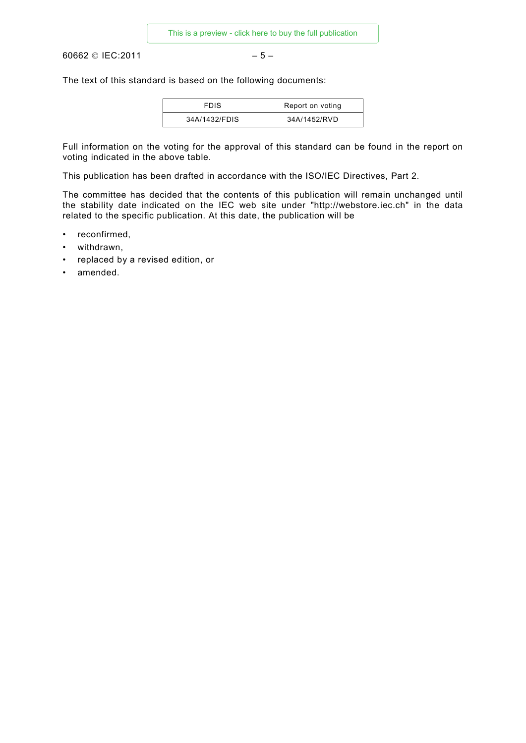The text of this standard is based on the following documents:

| FDIS | Report on voting |
|---|---|
| 34A/1432/FDIS | 34A/1452/RVD |

Full information on the voting for the approval of this standard can be found in the report on voting indicated in the above table.

This publication has been drafted in accordance with the ISO/IEC Directives, Part 2.

The committee has decided that the contents of this publication will remain unchanged until the stability date indicated on the IEC web site under "http://webstore.iec.ch" in the data related to the specific publication. At this date, the publication will be

- reconfirmed,
- withdrawn,
- replaced by a revised edition, or
- amended.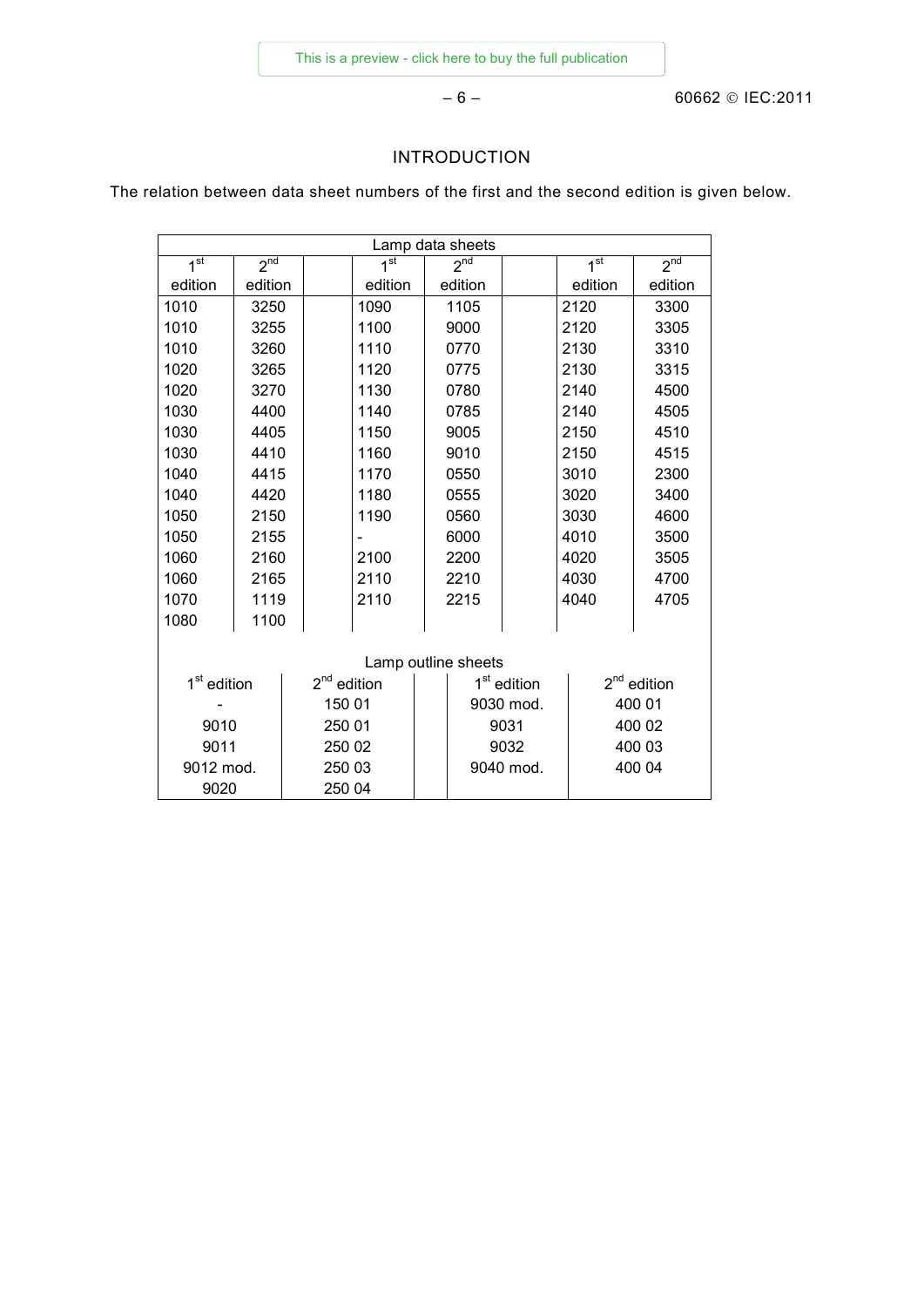# INTRODUCTION

The relation between data sheet numbers of the first and the second edition is given below.

| Lamp data sheets | | | | | | | |
|---|---|---|---|---|---|---|---|
| 1st edition | 2nd edition | | 1st edition | 2nd edition | | 1st edition | 2nd edition |
| 1010 | 3250 | | 1090 | 1105 | | 2120 | 3300 |
| 1010 | 3255 | | 1100 | 9000 | | 2120 | 3305 |
| 1010 | 3260 | | 1110 | 0770 | | 2130 | 3310 |
| 1020 | 3265 | | 1120 | 0775 | | 2130 | 3315 |
| 1020 | 3270 | | 1130 | 0780 | | 2140 | 4500 |
| 1030 | 4400 | | 1140 | 0785 | | 2140 | 4505 |
| 1030 | 4405 | | 1150 | 9005 | | 2150 | 4510 |
| 1030 | 4410 | | 1160 | 9010 | | 2150 | 4515 |
| 1040 | 4415 | | 1170 | 0550 | | 3010 | 2300 |
| 1040 | 4420 | | 1180 | 0555 | | 3020 | 3400 |
| 1050 | 2150 | | 1190 | 0560 | | 3030 | 4600 |
| 1050 | 2155 | | - | 6000 | | 4010 | 3500 |
| 1060 | 2160 | | 2100 | 2200 | | 4020 | 3505 |
| 1060 | 2165 | | 2110 | 2210 | | 4030 | 4700 |
| 1070 | 1119 | | 2110 | 2215 | | 4040 | 4705 |
| 1080 | 1100 | | | | | | |

| Lamp outline sheets | | | | |
|---|---|---|---|---|
| 1st edition | 2nd edition | | 1st edition | 2nd edition |
| - | 150 01 | | 9030 mod. | 400 01 |
| 9010 | 250 01 | | 9031 | 400 02 |
| 9011 | 250 02 | | 9032 | 400 03 |
| 9012 mod. | 250 03 | | 9040 mod. | 400 04 |
| 9020 | 250 04 | | | |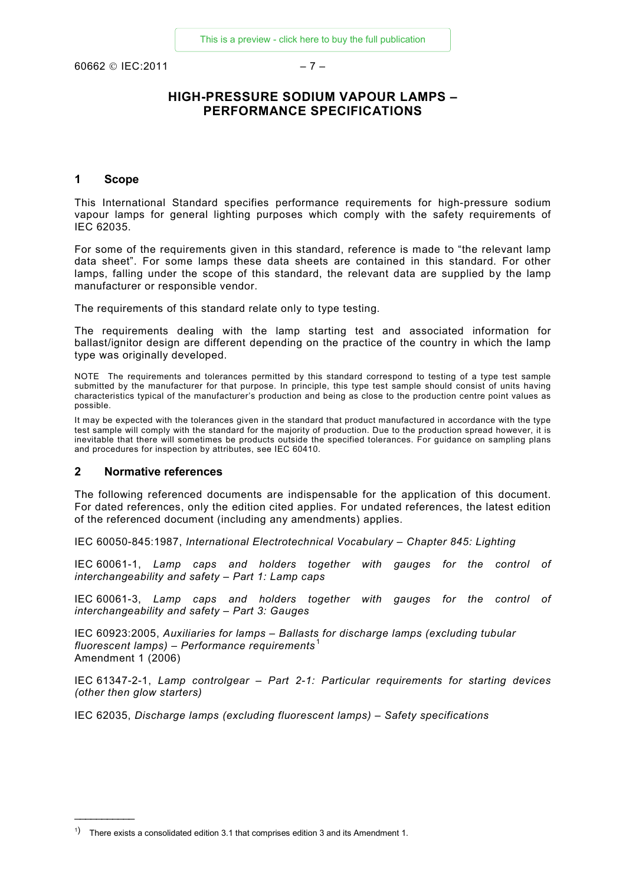# HIGH-PRESSURE SODIUM VAPOUR LAMPS – PERFORMANCE SPECIFICATIONS

## 1 Scope

This International Standard specifies performance requirements for high-pressure sodium vapour lamps for general lighting purposes which comply with the safety requirements of IEC 62035.

For some of the requirements given in this standard, reference is made to "the relevant lamp data sheet". For some lamps these data sheets are contained in this standard. For other lamps, falling under the scope of this standard, the relevant data are supplied by the lamp manufacturer or responsible vendor.

The requirements of this standard relate only to type testing.

The requirements dealing with the lamp starting test and associated information for ballast/ignitor design are different depending on the practice of the country in which the lamp type was originally developed.

NOTE The requirements and tolerances permitted by this standard correspond to testing of a type test sample submitted by the manufacturer for that purpose. In principle, this type test sample should consist of units having characteristics typical of the manufacturer's production and being as close to the production centre point values as possible.

It may be expected with the tolerances given in the standard that product manufactured in accordance with the type test sample will comply with the standard for the majority of production. Due to the production spread however, it is inevitable that there will sometimes be products outside the specified tolerances. For guidance on sampling plans and procedures for inspection by attributes, see IEC 60410.

## 2 Normative references

The following referenced documents are indispensable for the application of this document. For dated references, only the edition cited applies. For undated references, the latest edition of the referenced document (including any amendments) applies.

IEC 60050-845:1987, *International Electrotechnical Vocabulary – Chapter 845: Lighting*

IEC 60061-1, *Lamp caps and holders together with gauges for the control of interchangeability and safety – Part 1: Lamp caps*

IEC 60061-3, *Lamp caps and holders together with gauges for the control of interchangeability and safety – Part 3: Gauges*

IEC 60923:2005, *Auxiliaries for lamps – Ballasts for discharge lamps (excluding tubular fluorescent lamps) – Performance requirements*[1]
Amendment 1 (2006)

IEC 61347-2-1, *Lamp controlgear – Part 2-1: Particular requirements for starting devices (other then glow starters)*

IEC 62035, *Discharge lamps (excluding fluorescent lamps) – Safety specifications*

---

[1] There exists a consolidated edition 3.1 that comprises edition 3 and its Amendment 1.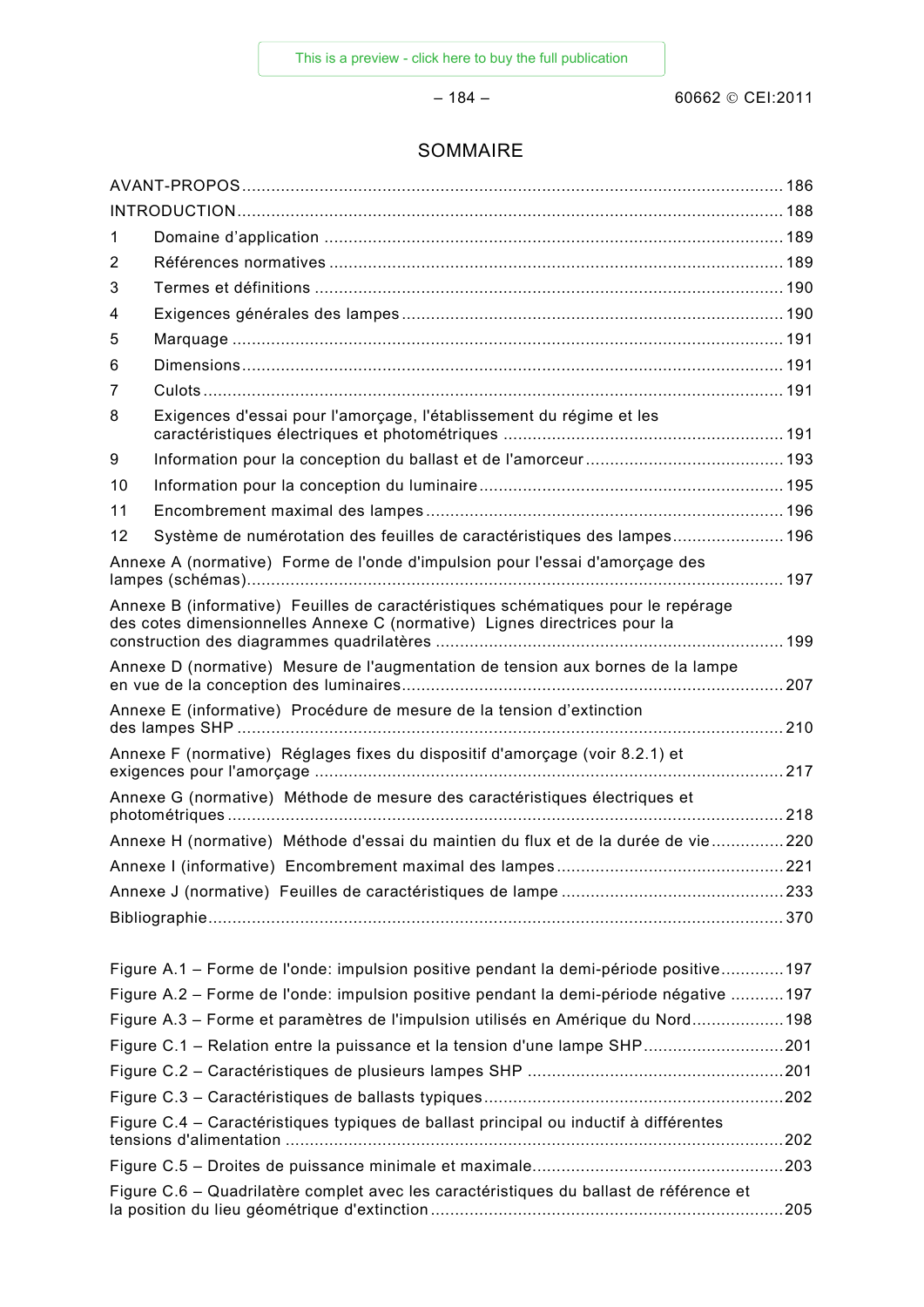# SOMMAIRE

AVANT-PROPOS ........................................................................................................ 186

INTRODUCTION ........................................................................................................ 188

1 Domaine d'application ........................................................................................ 189

2 Références normatives ........................................................................................ 189

3 Termes et définitions ........................................................................................ 190

4 Exigences générales des lampes ........................................................................ 190

5 Marquage ........................................................................................................ 191

6 Dimensions ........................................................................................................ 191

7 Culots ........................................................................................................ 191

8 Exigences d'essai pour l'amorçage, l'établissement du régime et les caractéristiques électriques et photométriques ........................................................ 191

9 Information pour la conception du ballast et de l'amorceur ........................................ 193

10 Information pour la conception du luminaire ........................................................ 195

11 Encombrement maximal des lampes ........................................................................ 196

12 Système de numérotation des feuilles de caractéristiques des lampes ........................ 196

Annexe A (normative) Forme de l'onde d'impulsion pour l'essai d'amorçage des lampes (schémas) ........................................................................................................ 197

Annexe B (informative) Feuilles de caractéristiques schématiques pour le repérage des cotes dimensionnelles Annexe C (normative) Lignes directrices pour la construction des diagrammes quadrilatères ........................................................................ 199

Annexe D (normative) Mesure de l'augmentation de tension aux bornes de la lampe en vue de la conception des luminaires ........................................................................ 207

Annexe E (informative) Procédure de mesure de la tension d'extinction des lampes SHP ........................................................................................................ 210

Annexe F (normative) Réglages fixes du dispositif d'amorçage (voir 8.2.1) et exigences pour l'amorçage ........................................................................................ 217

Annexe G (normative) Méthode de mesure des caractéristiques électriques et photométriques ........................................................................................................ 218

Annexe H (normative) Méthode d'essai du maintien du flux et de la durée de vie ............... 220

Annexe I (informative) Encombrement maximal des lampes ............................................... 221

Annexe J (normative) Feuilles de caractéristiques de lampe ............................................. 233

Bibliographie ........................................................................................................ 370

Figure A.1 – Forme de l'onde: impulsion positive pendant la demi-période positive ............. 197

Figure A.2 – Forme de l'onde: impulsion positive pendant la demi-période négative ........... 197

Figure A.3 – Forme et paramètres de l'impulsion utilisés en Amérique du Nord ................... 198

Figure C.1 – Relation entre la puissance et la tension d'une lampe SHP ............................. 201

Figure C.2 – Caractéristiques de plusieurs lampes SHP ..................................................... 201

Figure C.3 – Caractéristiques de ballasts typiques ............................................................. 202

Figure C.4 – Caractéristiques typiques de ballast principal ou inductif à différentes tensions d'alimentation ........................................................................................ 202

Figure C.5 – Droites de puissance minimale et maximale .................................................... 203

Figure C.6 – Quadrilatère complet avec les caractéristiques du ballast de référence et la position du lieu géométrique d'extinction ........................................................................ 205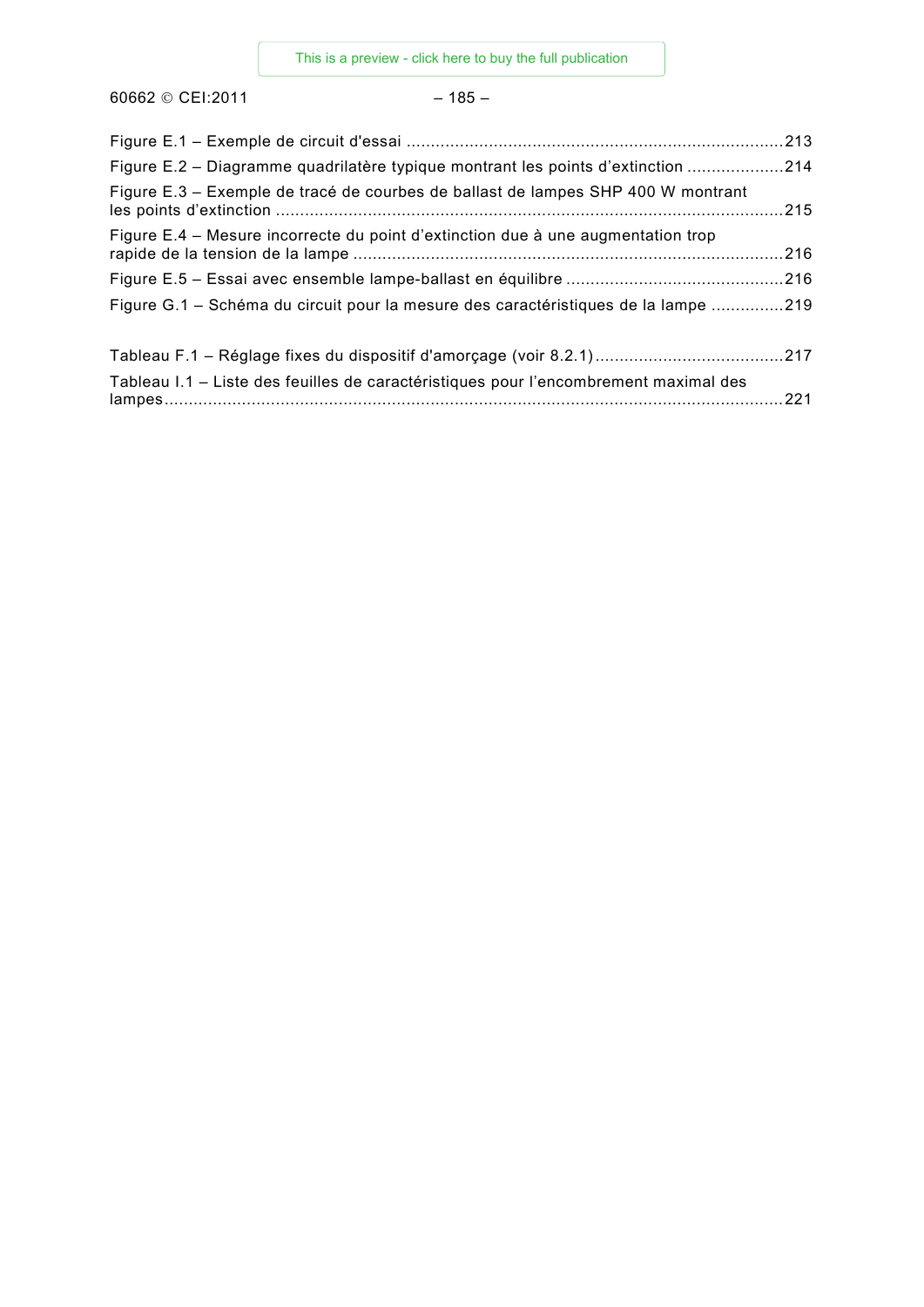Figure E.1 – Exemple de circuit d'essai ....................................................................................213

Figure E.2 – Diagramme quadrilatère typique montrant les points d'extinction ....................214

Figure E.3 – Exemple de tracé de courbes de ballast de lampes SHP 400 W montrant les points d'extinction ..........................................................................................................215

Figure E.4 – Mesure incorrecte du point d'extinction due à une augmentation trop rapide de la tension de la lampe ..........................................................................................216

Figure E.5 – Essai avec ensemble lampe-ballast en équilibre .............................................216

Figure G.1 – Schéma du circuit pour la mesure des caractéristiques de la lampe ...............219

Tableau F.1 – Réglage fixes du dispositif d'amorçage (voir 8.2.1).......................................217

Tableau I.1 – Liste des feuilles de caractéristiques pour l'encombrement maximal des lampes...............................................................................................................................221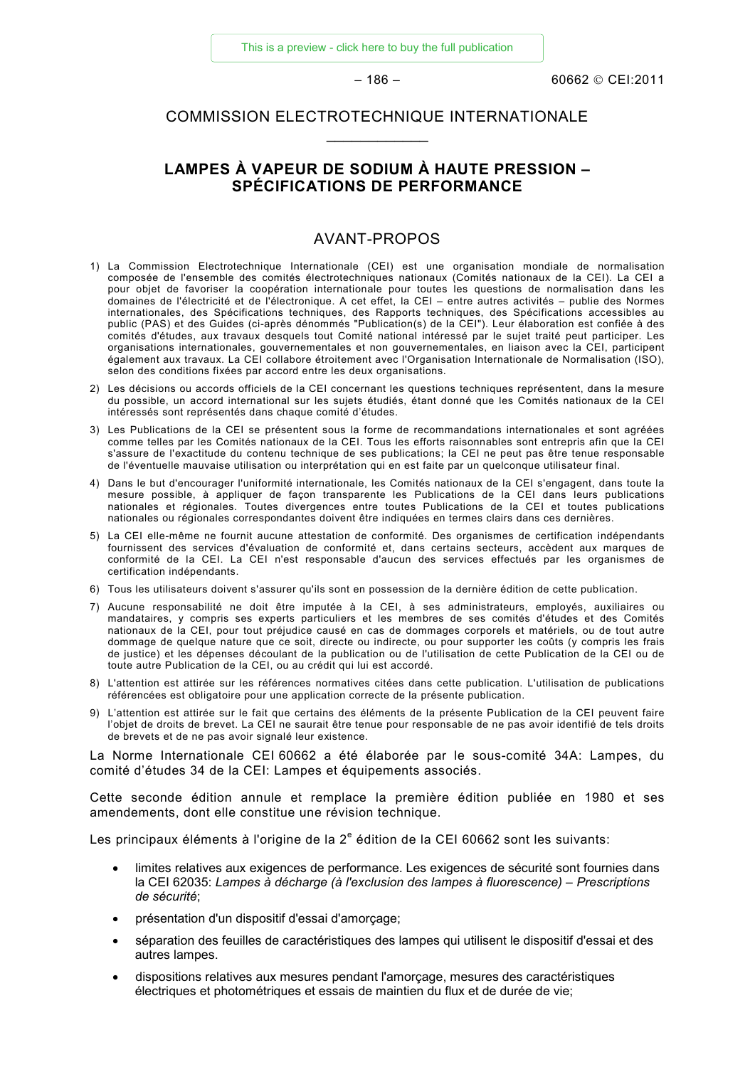COMMISSION ELECTROTECHNIQUE INTERNATIONALE

____________

# LAMPES À VAPEUR DE SODIUM À HAUTE PRESSION – SPÉCIFICATIONS DE PERFORMANCE

## AVANT-PROPOS

1) La Commission Electrotechnique Internationale (CEI) est une organisation mondiale de normalisation composée de l'ensemble des comités électrotechniques nationaux (Comités nationaux de la CEI). La CEI a pour objet de favoriser la coopération internationale pour toutes les questions de normalisation dans les domaines de l'électricité et de l'électronique. A cet effet, la CEI – entre autres activités – publie des Normes internationales, des Spécifications techniques, des Rapports techniques, des Spécifications accessibles au public (PAS) et des Guides (ci-après dénommés "Publication(s) de la CEI"). Leur élaboration est confiée à des comités d'études, aux travaux desquels tout Comité national intéressé par le sujet traité peut participer. Les organisations internationales, gouvernementales et non gouvernementales, en liaison avec la CEI, participent également aux travaux. La CEI collabore étroitement avec l'Organisation Internationale de Normalisation (ISO), selon des conditions fixées par accord entre les deux organisations.
2) Les décisions ou accords officiels de la CEI concernant les questions techniques représentent, dans la mesure du possible, un accord international sur les sujets étudiés, étant donné que les Comités nationaux de la CEI intéressés sont représentés dans chaque comité d'études.
3) Les Publications de la CEI se présentent sous la forme de recommandations internationales et sont agréées comme telles par les Comités nationaux de la CEI. Tous les efforts raisonnables sont entrepris afin que la CEI s'assure de l'exactitude du contenu technique de ses publications; la CEI ne peut pas être tenue responsable de l'éventuelle mauvaise utilisation ou interprétation qui en est faite par un quelconque utilisateur final.
4) Dans le but d'encourager l'uniformité internationale, les Comités nationaux de la CEI s'engagent, dans toute la mesure possible, à appliquer de façon transparente les Publications de la CEI dans leurs publications nationales et régionales. Toutes divergences entre toutes Publications de la CEI et toutes publications nationales ou régionales correspondantes doivent être indiquées en termes clairs dans ces dernières.
5) La CEI elle-même ne fournit aucune attestation de conformité. Des organismes de certification indépendants fournissent des services d'évaluation de conformité et, dans certains secteurs, accèdent aux marques de conformité de la CEI. La CEI n'est responsable d'aucun des services effectués par les organismes de certification indépendants.
6) Tous les utilisateurs doivent s'assurer qu'ils sont en possession de la dernière édition de cette publication.
7) Aucune responsabilité ne doit être imputée à la CEI, à ses administrateurs, employés, auxiliaires ou mandataires, y compris ses experts particuliers et les membres de ses comités d'études et des Comités nationaux de la CEI, pour tout préjudice causé en cas de dommages corporels et matériels, ou de tout autre dommage de quelque nature que ce soit, directe ou indirecte, ou pour supporter les coûts (y compris les frais de justice) et les dépenses découlant de la publication ou de l'utilisation de cette Publication de la CEI ou de toute autre Publication de la CEI, ou au crédit qui lui est accordé.
8) L'attention est attirée sur les références normatives citées dans cette publication. L'utilisation de publications référencées est obligatoire pour une application correcte de la présente publication.
9) L'attention est attirée sur le fait que certains des éléments de la présente Publication de la CEI peuvent faire l'objet de droits de brevet. La CEI ne saurait être tenue pour responsable de ne pas avoir identifié de tels droits de brevets et de ne pas avoir signalé leur existence.

La Norme Internationale CEI 60662 a été élaborée par le sous-comité 34A: Lampes, du comité d'études 34 de la CEI: Lampes et équipements associés.

Cette seconde édition annule et remplace la première édition publiée en 1980 et ses amendements, dont elle constitue une révision technique.

Les principaux éléments à l'origine de la 2e édition de la CEI 60662 sont les suivants:

- limites relatives aux exigences de performance. Les exigences de sécurité sont fournies dans la CEI 62035: *Lampes à décharge (à l'exclusion des lampes à fluorescence) – Prescriptions de sécurité*;
- présentation d'un dispositif d'essai d'amorçage;
- séparation des feuilles de caractéristiques des lampes qui utilisent le dispositif d'essai et des autres lampes.
- dispositions relatives aux mesures pendant l'amorçage, mesures des caractéristiques électriques et photométriques et essais de maintien du flux et de durée de vie;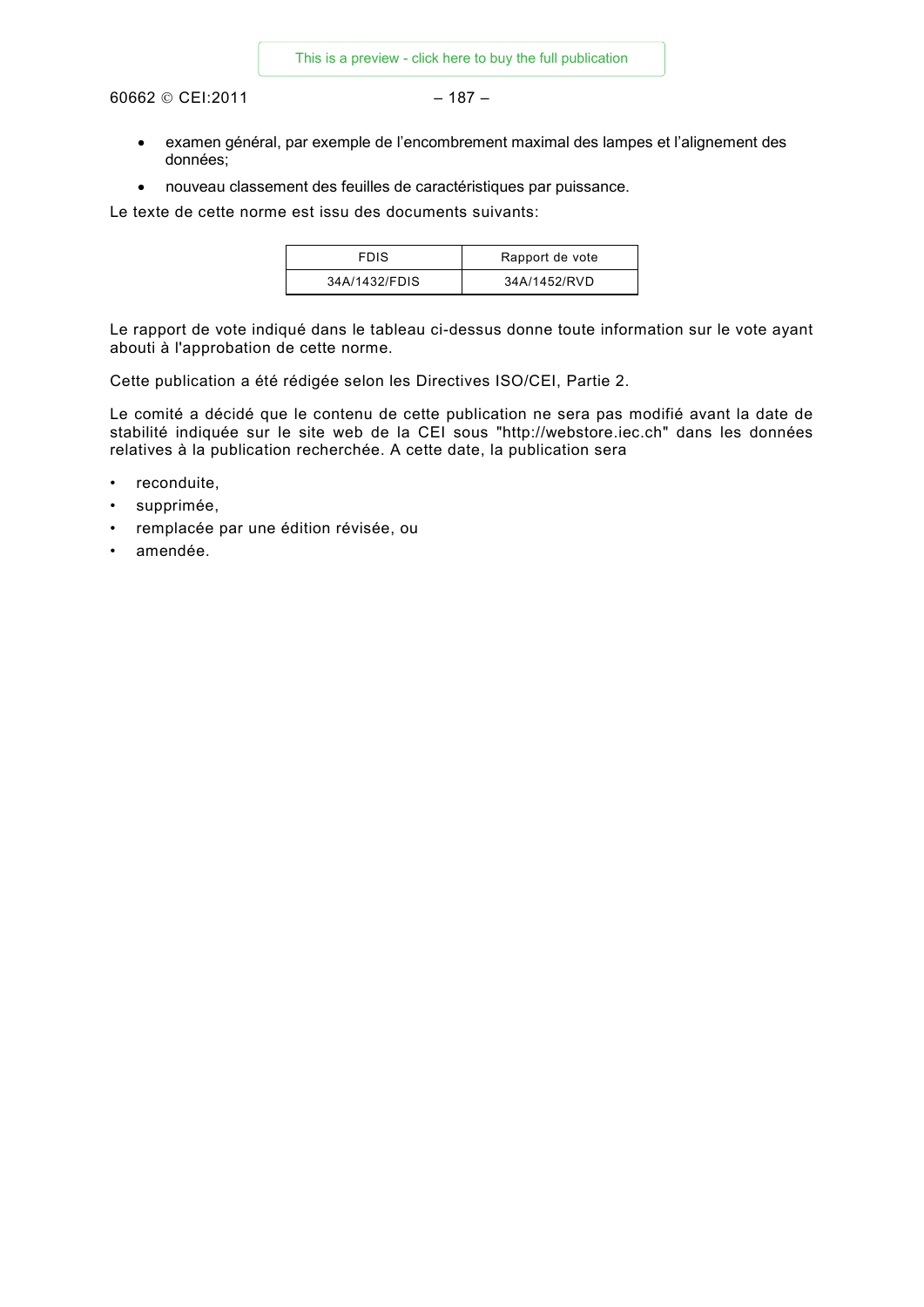- examen général, par exemple de l'encombrement maximal des lampes et l'alignement des données;
- nouveau classement des feuilles de caractéristiques par puissance.

Le texte de cette norme est issu des documents suivants:

| FDIS | Rapport de vote |
|---|---|
| 34A/1432/FDIS | 34A/1452/RVD |

Le rapport de vote indiqué dans le tableau ci-dessus donne toute information sur le vote ayant abouti à l'approbation de cette norme.

Cette publication a été rédigée selon les Directives ISO/CEI, Partie 2.

Le comité a décidé que le contenu de cette publication ne sera pas modifié avant la date de stabilité indiquée sur le site web de la CEI sous "http://webstore.iec.ch" dans les données relatives à la publication recherchée. A cette date, la publication sera

- reconduite,
- supprimée,
- remplacée par une édition révisée, ou
- amendée.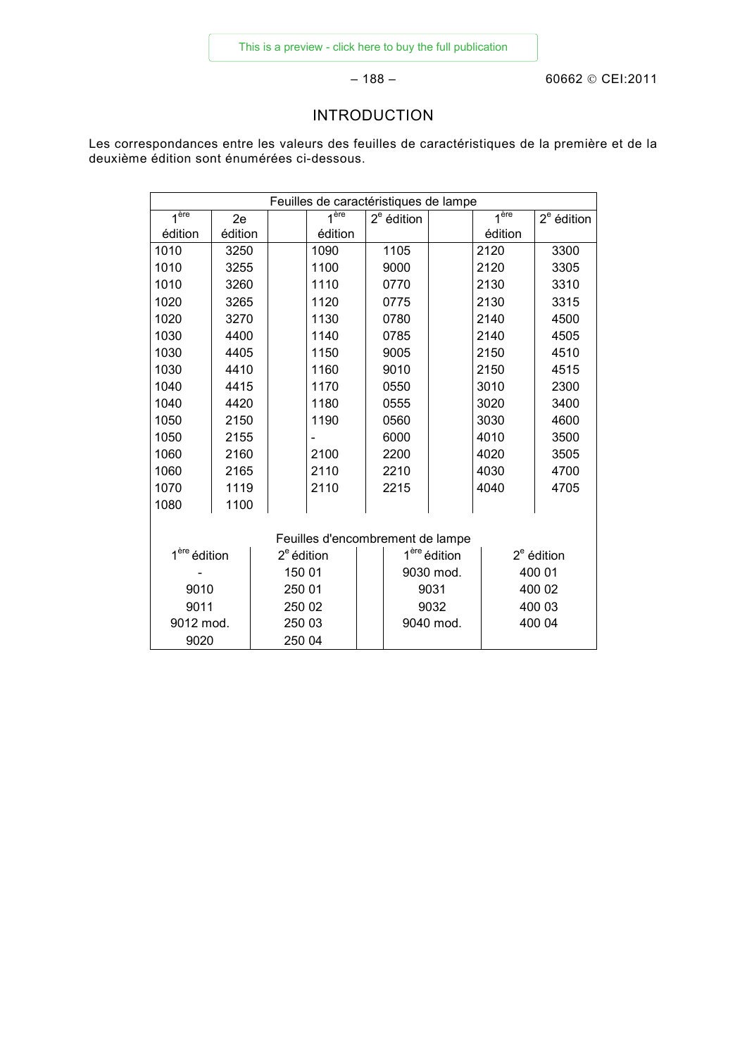# INTRODUCTION

Les correspondances entre les valeurs des feuilles de caractéristiques de la première et de la deuxième édition sont énumérées ci-dessous.

| Feuilles de caractéristiques de lampe | | | | | | | |
|---|---|---|---|---|---|---|---|
| 1ère édition | 2e édition | | 1ère édition | 2e édition | | 1ère édition | 2e édition |
| 1010 | 3250 | | 1090 | 1105 | | 2120 | 3300 |
| 1010 | 3255 | | 1100 | 9000 | | 2120 | 3305 |
| 1010 | 3260 | | 1110 | 0770 | | 2130 | 3310 |
| 1020 | 3265 | | 1120 | 0775 | | 2130 | 3315 |
| 1020 | 3270 | | 1130 | 0780 | | 2140 | 4500 |
| 1030 | 4400 | | 1140 | 0785 | | 2140 | 4505 |
| 1030 | 4405 | | 1150 | 9005 | | 2150 | 4510 |
| 1030 | 4410 | | 1160 | 9010 | | 2150 | 4515 |
| 1040 | 4415 | | 1170 | 0550 | | 3010 | 2300 |
| 1040 | 4420 | | 1180 | 0555 | | 3020 | 3400 |
| 1050 | 2150 | | 1190 | 0560 | | 3030 | 4600 |
| 1050 | 2155 | | - | 6000 | | 4010 | 3500 |
| 1060 | 2160 | | 2100 | 2200 | | 4020 | 3505 |
| 1060 | 2165 | | 2110 | 2210 | | 4030 | 4700 |
| 1070 | 1119 | | 2110 | 2215 | | 4040 | 4705 |
| 1080 | 1100 | | | | | | |

| Feuilles d'encombrement de lampe | | | | |
|---|---|---|---|---|
| 1ère édition | 2e édition | | 1ère édition | 2e édition |
| - | 150 01 | | 9030 mod. | 400 01 |
| 9010 | 250 01 | | 9031 | 400 02 |
| 9011 | 250 02 | | 9032 | 400 03 |
| 9012 mod. | 250 03 | | 9040 mod. | 400 04 |
| 9020 | 250 04 | | | |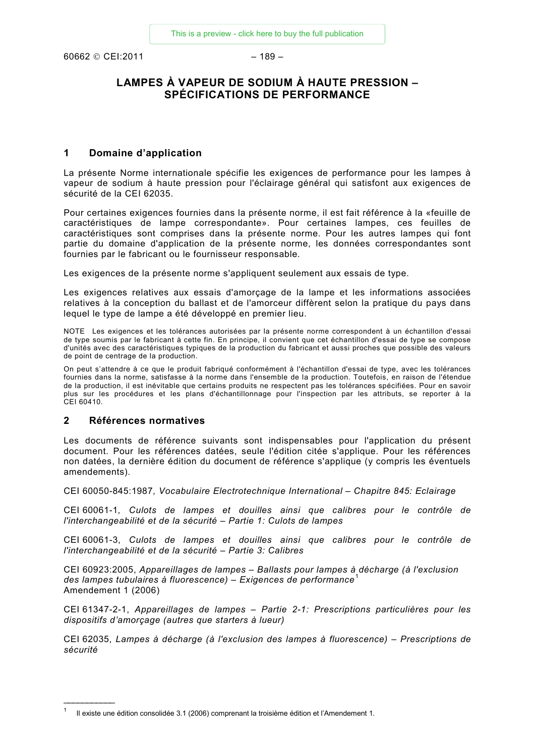# LAMPES À VAPEUR DE SODIUM À HAUTE PRESSION – SPÉCIFICATIONS DE PERFORMANCE

## 1 Domaine d'application

La présente Norme internationale spécifie les exigences de performance pour les lampes à vapeur de sodium à haute pression pour l'éclairage général qui satisfont aux exigences de sécurité de la CEI 62035.

Pour certaines exigences fournies dans la présente norme, il est fait référence à la «feuille de caractéristiques de lampe correspondante». Pour certaines lampes, ces feuilles de caractéristiques sont comprises dans la présente norme. Pour les autres lampes qui font partie du domaine d'application de la présente norme, les données correspondantes sont fournies par le fabricant ou le fournisseur responsable.

Les exigences de la présente norme s'appliquent seulement aux essais de type.

Les exigences relatives aux essais d'amorçage de la lampe et les informations associées relatives à la conception du ballast et de l'amorceur diffèrent selon la pratique du pays dans lequel le type de lampe a été développé en premier lieu.

NOTE Les exigences et les tolérances autorisées par la présente norme correspondent à un échantillon d'essai de type soumis par le fabricant à cette fin. En principe, il convient que cet échantillon d'essai de type se compose d'unités avec des caractéristiques typiques de la production du fabricant et aussi proches que possible des valeurs de point de centrage de la production.

On peut s'attendre à ce que le produit fabriqué conformément à l'échantillon d'essai de type, avec les tolérances fournies dans la norme, satisfasse à la norme dans l'ensemble de la production. Toutefois, en raison de l'étendue de la production, il est inévitable que certains produits ne respectent pas les tolérances spécifiées. Pour en savoir plus sur les procédures et les plans d'échantillonnage pour l'inspection par les attributs, se reporter à la CEI 60410.

## 2 Références normatives

Les documents de référence suivants sont indispensables pour l'application du présent document. Pour les références datées, seule l'édition citée s'applique. Pour les références non datées, la dernière édition du document de référence s'applique (y compris les éventuels amendements).

CEI 60050-845:1987, *Vocabulaire Electrotechnique International – Chapitre 845: Eclairage*

CEI 60061-1, *Culots de lampes et douilles ainsi que calibres pour le contrôle de l'interchangeabilité et de la sécurité – Partie 1: Culots de lampes*

CEI 60061-3, *Culots de lampes et douilles ainsi que calibres pour le contrôle de l'interchangeabilité et de la sécurité – Partie 3: Calibres*

CEI 60923:2005, *Appareillages de lampes – Ballasts pour lampes à décharge (à l'exclusion des lampes tubulaires à fluorescence) – Exigences de performance*[1]
Amendement 1 (2006)

CEI 61347-2-1, *Appareillages de lampes – Partie 2-1: Prescriptions particulières pour les dispositifs d'amorçage (autres que starters à lueur)*

CEI 62035, *Lampes à décharge (à l'exclusion des lampes à fluorescence) – Prescriptions de sécurité*

---

[1] Il existe une édition consolidée 3.1 (2006) comprenant la troisième édition et l'Amendement 1.